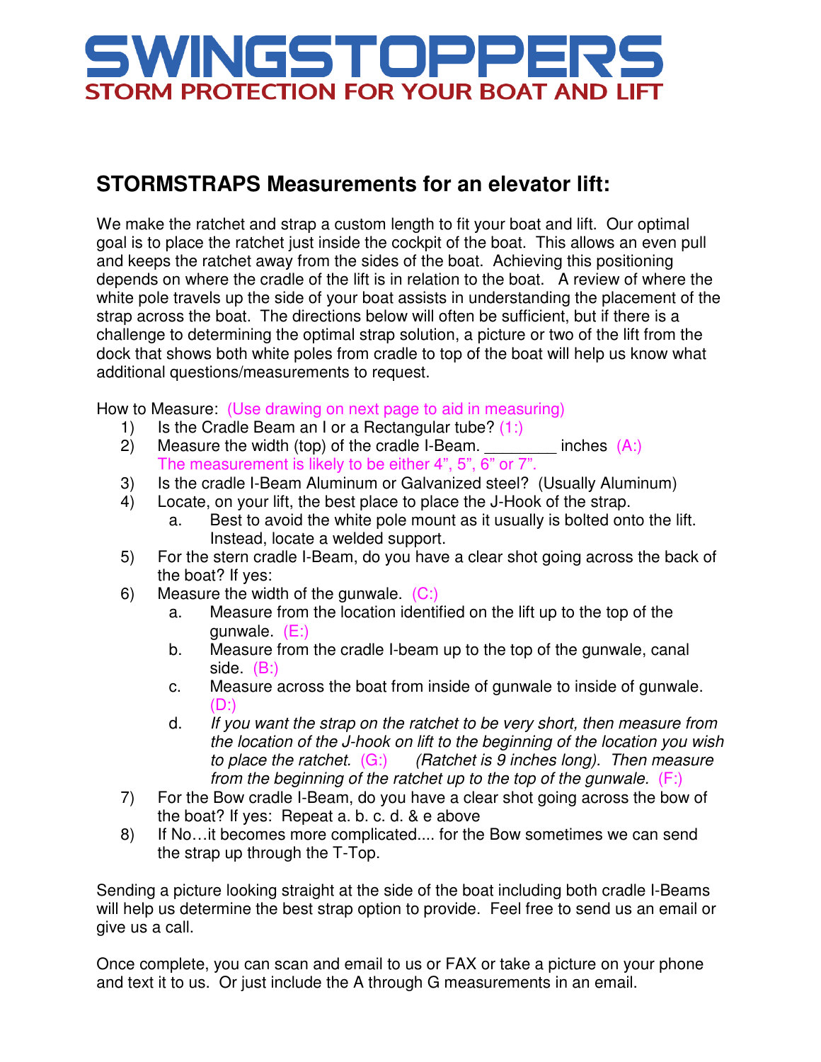# SWINGSTOPPERS

STORM PROTECTION FOR YOUR BOAT AND LIFT

## STORMSTRAPS Measurements for an elevator lift:

We make the ratchet and strap a custom length to fit your boat and lift. Our optimal goal is to place the ratchet just inside the cockpit of the boat. This allows an even pull and keeps the ratchet away from the sides of the boat. Achieving this positioning depends on where the cradle of the lift is in relation to the boat. A review of where the white pole travels up the side of your boat assists in understanding the placement of the strap across the boat. The directions below will often be sufficient, but if there is a challenge to determining the optimal strap solution, a picture or two of the lift from the dock that shows both white poles from cradle to top of the boat will help us know what additional questions/measurements to request.

How to Measure: (Use drawing on next page to aid in measuring)

1) Is the Cradle Beam an I or a Rectangular tube? (1:)
2) Measure the width (top) of the cradle I-Beam. ________ inches (A:)
   The measurement is likely to be either 4", 5", 6" or 7".
3) Is the cradle I-Beam Aluminum or Galvanized steel? (Usually Aluminum)
4) Locate, on your lift, the best place to place the J-Hook of the strap.
   a. Best to avoid the white pole mount as it usually is bolted onto the lift. Instead, locate a welded support.
5) For the stern cradle I-Beam, do you have a clear shot going across the back of the boat? If yes:
6) Measure the width of the gunwale. (C:)
   a. Measure from the location identified on the lift up to the top of the gunwale. (E:)
   b. Measure from the cradle I-beam up to the top of the gunwale, canal side. (B:)
   c. Measure across the boat from inside of gunwale to inside of gunwale. (D:)
   d. *If you want the strap on the ratchet to be very short, then measure from the location of the J-hook on lift to the beginning of the location you wish to place the ratchet.* (G:) *(Ratchet is 9 inches long). Then measure from the beginning of the ratchet up to the top of the gunwale.* (F:)
7) For the Bow cradle I-Beam, do you have a clear shot going across the bow of the boat? If yes: Repeat a. b. c. d. & e above
8) If No…it becomes more complicated.... for the Bow sometimes we can send the strap up through the T-Top.

Sending a picture looking straight at the side of the boat including both cradle I-Beams will help us determine the best strap option to provide. Feel free to send us an email or give us a call.

Once complete, you can scan and email to us or FAX or take a picture on your phone and text it to us. Or just include the A through G measurements in an email.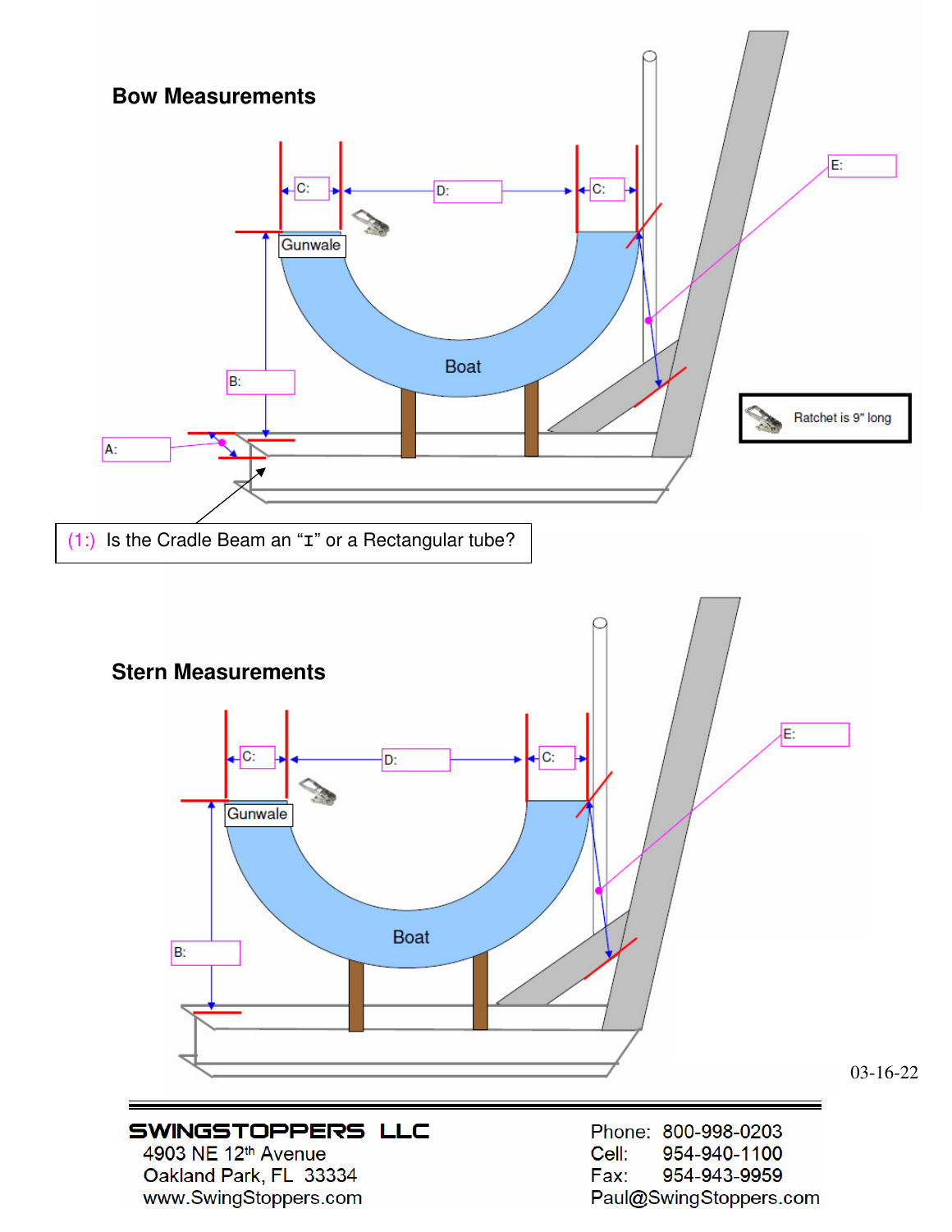## Bow Measurements

C:

D:

C:

E:

Gunwale

Boat

B:

A:

Ratchet is 9" long

(1:) Is the Cradle Beam an "I" or a Rectangular tube?

## Stern Measurements

C:

D:

C:

E:

Gunwale

Boat

B:

03-16-22

**SWINGSTOPPERS LLC**
4903 NE 12th Avenue
Oakland Park, FL 33334
www.SwingStoppers.com

Phone: 800-998-0203
Cell: 954-940-1100
Fax: 954-943-9959
Paul@SwingStoppers.com